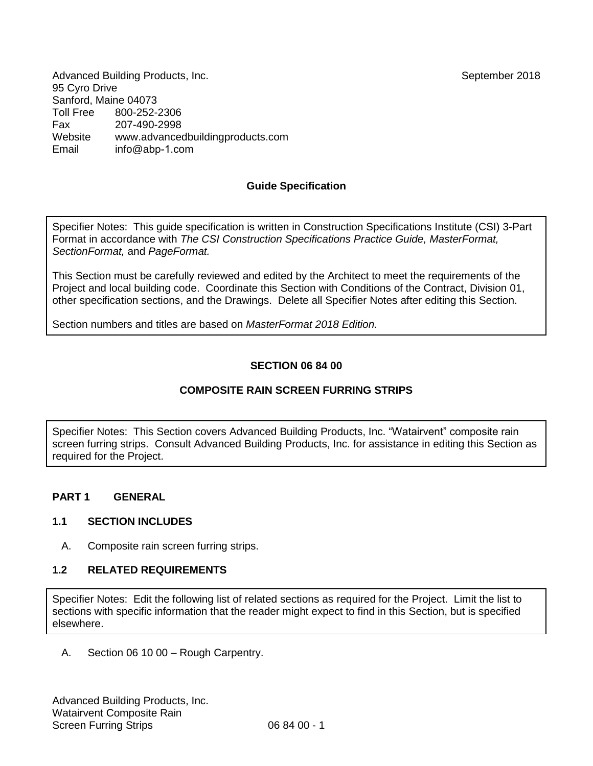Advanced Building Products, Inc.
95 Cyro Drive
Sanford, Maine 04073
Toll Free 800-252-2306
Fax 207-490-2998
Website www.advancedbuildingproducts.com
Email info@abp-1.com

September 2018

**Guide Specification**

> Specifier Notes: This guide specification is written in Construction Specifications Institute (CSI) 3-Part Format in accordance with *The CSI Construction Specifications Practice Guide, MasterFormat, SectionFormat,* and *PageFormat.*
>
> This Section must be carefully reviewed and edited by the Architect to meet the requirements of the Project and local building code. Coordinate this Section with Conditions of the Contract, Division 01, other specification sections, and the Drawings. Delete all Specifier Notes after editing this Section.
>
> Section numbers and titles are based on *MasterFormat 2018 Edition.*

# SECTION 06 84 00

# COMPOSITE RAIN SCREEN FURRING STRIPS

> Specifier Notes: This Section covers Advanced Building Products, Inc. "Watairvent" composite rain screen furring strips. Consult Advanced Building Products, Inc. for assistance in editing this Section as required for the Project.

## PART 1 GENERAL

### 1.1 SECTION INCLUDES

A. Composite rain screen furring strips.

### 1.2 RELATED REQUIREMENTS

> Specifier Notes: Edit the following list of related sections as required for the Project. Limit the list to sections with specific information that the reader might expect to find in this Section, but is specified elsewhere.

A. Section 06 10 00 – Rough Carpentry.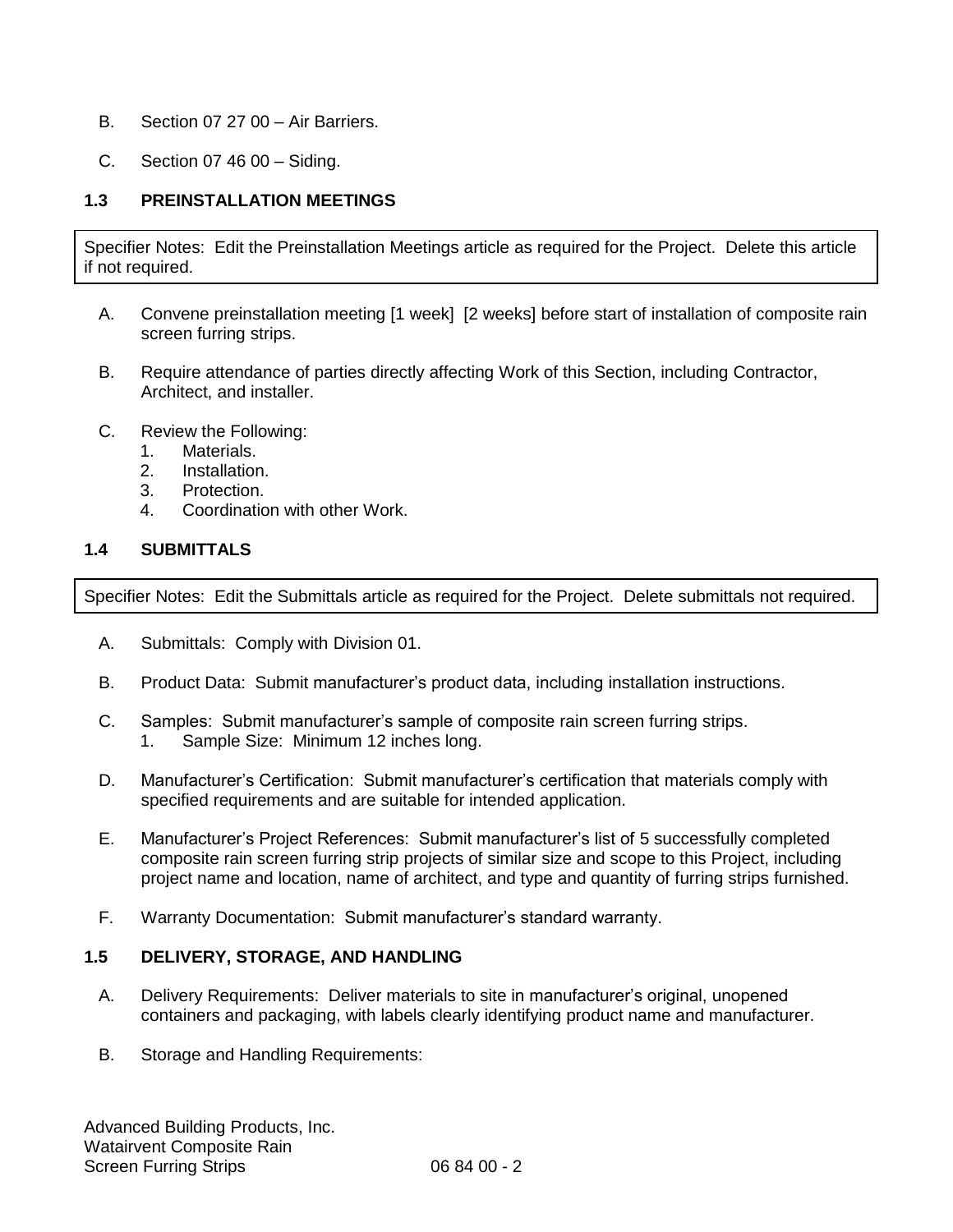B. Section 07 27 00 – Air Barriers.

C. Section 07 46 00 – Siding.

### 1.3 PREINSTALLATION MEETINGS

> Specifier Notes: Edit the Preinstallation Meetings article as required for the Project. Delete this article if not required.

A. Convene preinstallation meeting [1 week] [2 weeks] before start of installation of composite rain screen furring strips.

B. Require attendance of parties directly affecting Work of this Section, including Contractor, Architect, and installer.

C. Review the Following:
   1. Materials.
   2. Installation.
   3. Protection.
   4. Coordination with other Work.

### 1.4 SUBMITTALS

> Specifier Notes: Edit the Submittals article as required for the Project. Delete submittals not required.

A. Submittals: Comply with Division 01.

B. Product Data: Submit manufacturer's product data, including installation instructions.

C. Samples: Submit manufacturer's sample of composite rain screen furring strips.
   1. Sample Size: Minimum 12 inches long.

D. Manufacturer's Certification: Submit manufacturer's certification that materials comply with specified requirements and are suitable for intended application.

E. Manufacturer's Project References: Submit manufacturer's list of 5 successfully completed composite rain screen furring strip projects of similar size and scope to this Project, including project name and location, name of architect, and type and quantity of furring strips furnished.

F. Warranty Documentation: Submit manufacturer's standard warranty.

### 1.5 DELIVERY, STORAGE, AND HANDLING

A. Delivery Requirements: Deliver materials to site in manufacturer's original, unopened containers and packaging, with labels clearly identifying product name and manufacturer.

B. Storage and Handling Requirements: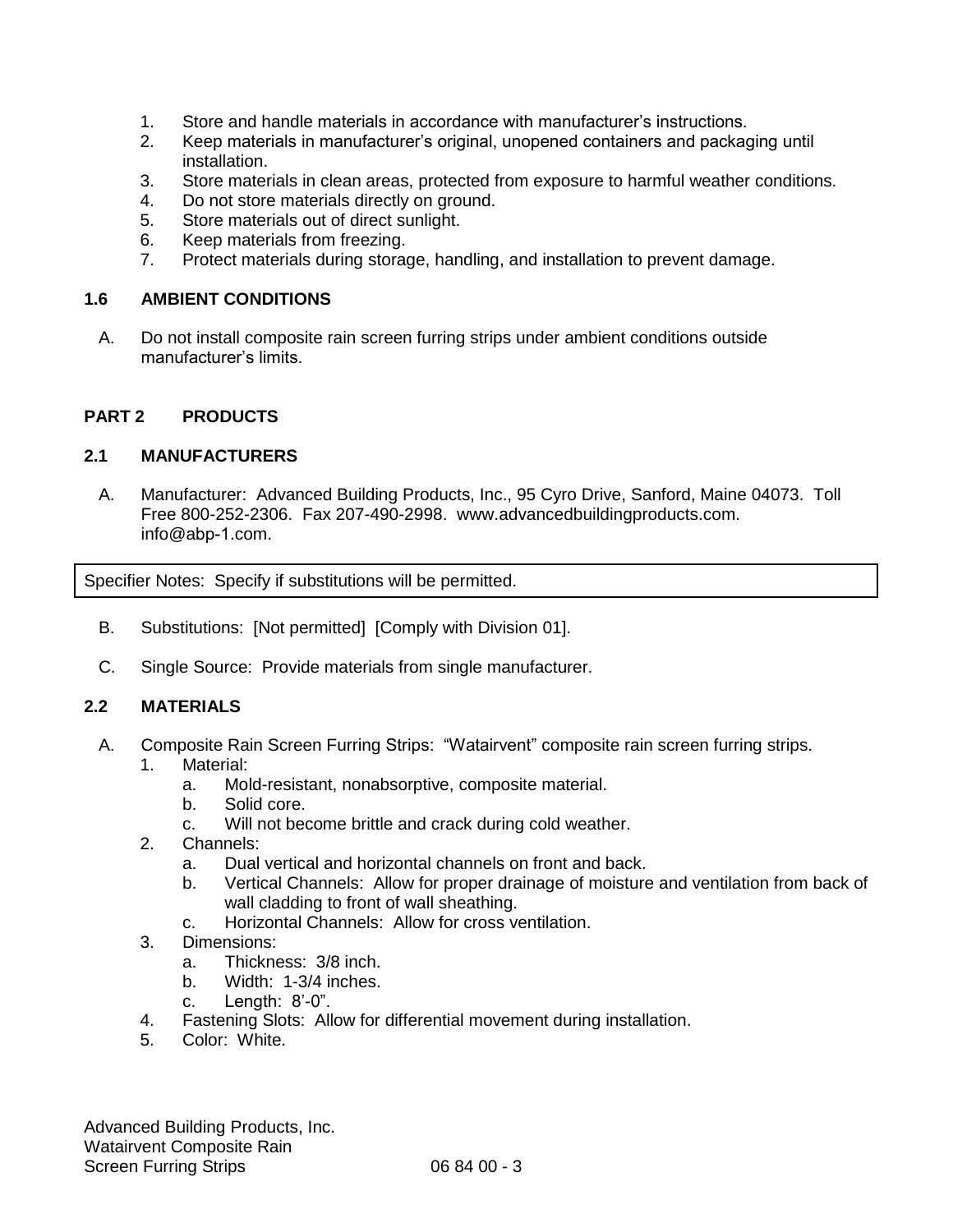1. Store and handle materials in accordance with manufacturer's instructions.
2. Keep materials in manufacturer's original, unopened containers and packaging until installation.
3. Store materials in clean areas, protected from exposure to harmful weather conditions.
4. Do not store materials directly on ground.
5. Store materials out of direct sunlight.
6. Keep materials from freezing.
7. Protect materials during storage, handling, and installation to prevent damage.

### 1.6 AMBIENT CONDITIONS

A. Do not install composite rain screen furring strips under ambient conditions outside manufacturer's limits.

## PART 2 PRODUCTS

### 2.1 MANUFACTURERS

A. Manufacturer: Advanced Building Products, Inc., 95 Cyro Drive, Sanford, Maine 04073. Toll Free 800-252-2306. Fax 207-490-2998. www.advancedbuildingproducts.com. info@abp-1.com.

| Specifier Notes: Specify if substitutions will be permitted. |
|---|

B. Substitutions: [Not permitted] [Comply with Division 01].

C. Single Source: Provide materials from single manufacturer.

### 2.2 MATERIALS

A. Composite Rain Screen Furring Strips: "Watairvent" composite rain screen furring strips.
   1. Material:
      a. Mold-resistant, nonabsorptive, composite material.
      b. Solid core.
      c. Will not become brittle and crack during cold weather.
   2. Channels:
      a. Dual vertical and horizontal channels on front and back.
      b. Vertical Channels: Allow for proper drainage of moisture and ventilation from back of wall cladding to front of wall sheathing.
      c. Horizontal Channels: Allow for cross ventilation.
   3. Dimensions:
      a. Thickness: 3/8 inch.
      b. Width: 1-3/4 inches.
      c. Length: 8'-0".
   4. Fastening Slots: Allow for differential movement during installation.
   5. Color: White.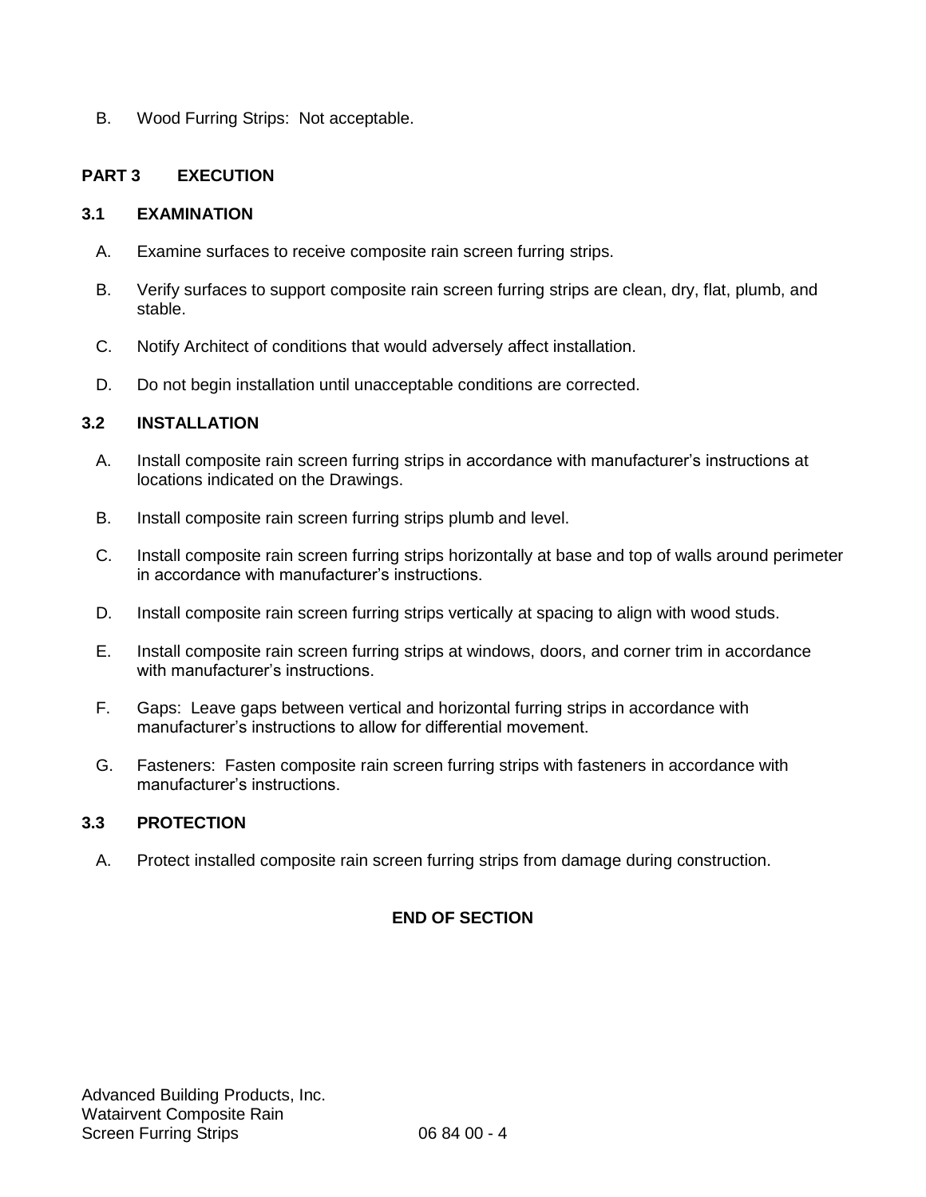B. Wood Furring Strips: Not acceptable.

## PART 3 EXECUTION

### 3.1 EXAMINATION

A. Examine surfaces to receive composite rain screen furring strips.

B. Verify surfaces to support composite rain screen furring strips are clean, dry, flat, plumb, and stable.

C. Notify Architect of conditions that would adversely affect installation.

D. Do not begin installation until unacceptable conditions are corrected.

### 3.2 INSTALLATION

A. Install composite rain screen furring strips in accordance with manufacturer's instructions at locations indicated on the Drawings.

B. Install composite rain screen furring strips plumb and level.

C. Install composite rain screen furring strips horizontally at base and top of walls around perimeter in accordance with manufacturer's instructions.

D. Install composite rain screen furring strips vertically at spacing to align with wood studs.

E. Install composite rain screen furring strips at windows, doors, and corner trim in accordance with manufacturer's instructions.

F. Gaps: Leave gaps between vertical and horizontal furring strips in accordance with manufacturer's instructions to allow for differential movement.

G. Fasteners: Fasten composite rain screen furring strips with fasteners in accordance with manufacturer's instructions.

### 3.3 PROTECTION

A. Protect installed composite rain screen furring strips from damage during construction.

**END OF SECTION**